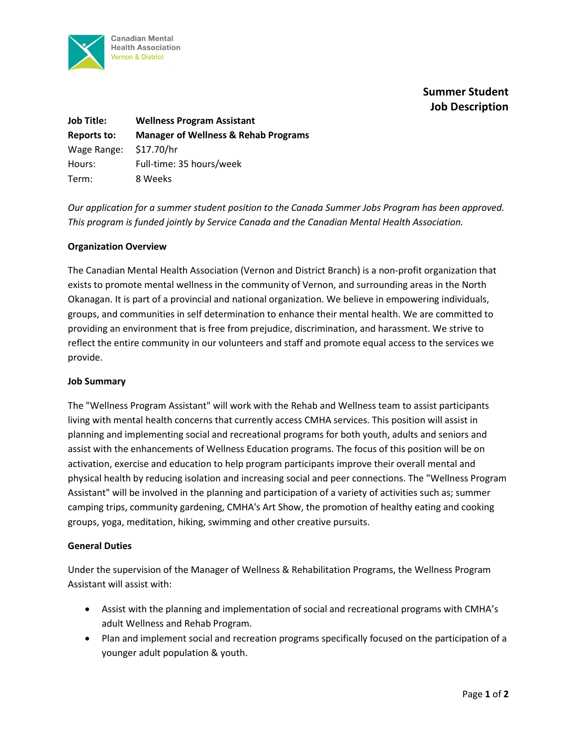Canadian Mental Health Association
Vernon & District

# Summer Student Job Description

**Job Title:** **Wellness Program Assistant**
**Reports to:** **Manager of Wellness & Rehab Programs**
Wage Range: $17.70/hr
Hours: Full-time: 35 hours/week
Term: 8 Weeks

*Our application for a summer student position to the Canada Summer Jobs Program has been approved. This program is funded jointly by Service Canada and the Canadian Mental Health Association.*

## Organization Overview

The Canadian Mental Health Association (Vernon and District Branch) is a non-profit organization that exists to promote mental wellness in the community of Vernon, and surrounding areas in the North Okanagan. It is part of a provincial and national organization. We believe in empowering individuals, groups, and communities in self determination to enhance their mental health. We are committed to providing an environment that is free from prejudice, discrimination, and harassment. We strive to reflect the entire community in our volunteers and staff and promote equal access to the services we provide.

## Job Summary

The "Wellness Program Assistant" will work with the Rehab and Wellness team to assist participants living with mental health concerns that currently access CMHA services. This position will assist in planning and implementing social and recreational programs for both youth, adults and seniors and assist with the enhancements of Wellness Education programs. The focus of this position will be on activation, exercise and education to help program participants improve their overall mental and physical health by reducing isolation and increasing social and peer connections. The "Wellness Program Assistant" will be involved in the planning and participation of a variety of activities such as; summer camping trips, community gardening, CMHA's Art Show, the promotion of healthy eating and cooking groups, yoga, meditation, hiking, swimming and other creative pursuits.

## General Duties

Under the supervision of the Manager of Wellness & Rehabilitation Programs, the Wellness Program Assistant will assist with:

- Assist with the planning and implementation of social and recreational programs with CMHA's adult Wellness and Rehab Program.
- Plan and implement social and recreation programs specifically focused on the participation of a younger adult population & youth.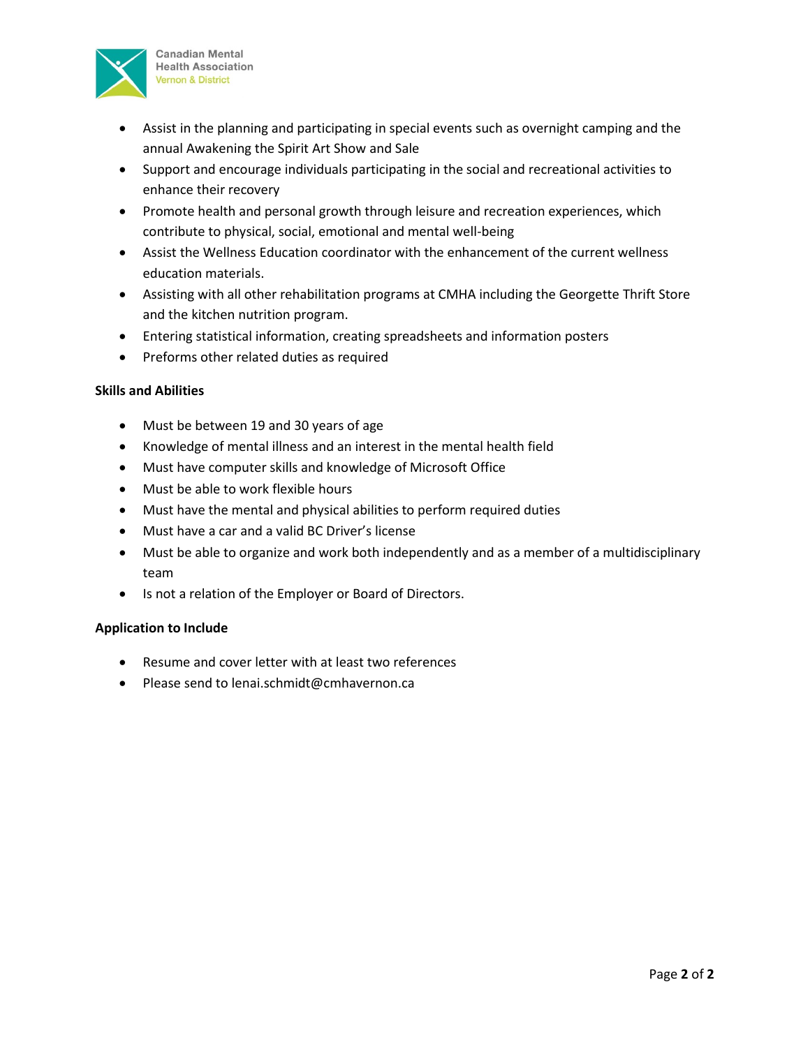- Assist in the planning and participating in special events such as overnight camping and the annual Awakening the Spirit Art Show and Sale
- Support and encourage individuals participating in the social and recreational activities to enhance their recovery
- Promote health and personal growth through leisure and recreation experiences, which contribute to physical, social, emotional and mental well-being
- Assist the Wellness Education coordinator with the enhancement of the current wellness education materials.
- Assisting with all other rehabilitation programs at CMHA including the Georgette Thrift Store and the kitchen nutrition program.
- Entering statistical information, creating spreadsheets and information posters
- Preforms other related duties as required

**Skills and Abilities**

- Must be between 19 and 30 years of age
- Knowledge of mental illness and an interest in the mental health field
- Must have computer skills and knowledge of Microsoft Office
- Must be able to work flexible hours
- Must have the mental and physical abilities to perform required duties
- Must have a car and a valid BC Driver's license
- Must be able to organize and work both independently and as a member of a multidisciplinary team
- Is not a relation of the Employer or Board of Directors.

**Application to Include**

- Resume and cover letter with at least two references
- Please send to lenai.schmidt@cmhavernon.ca